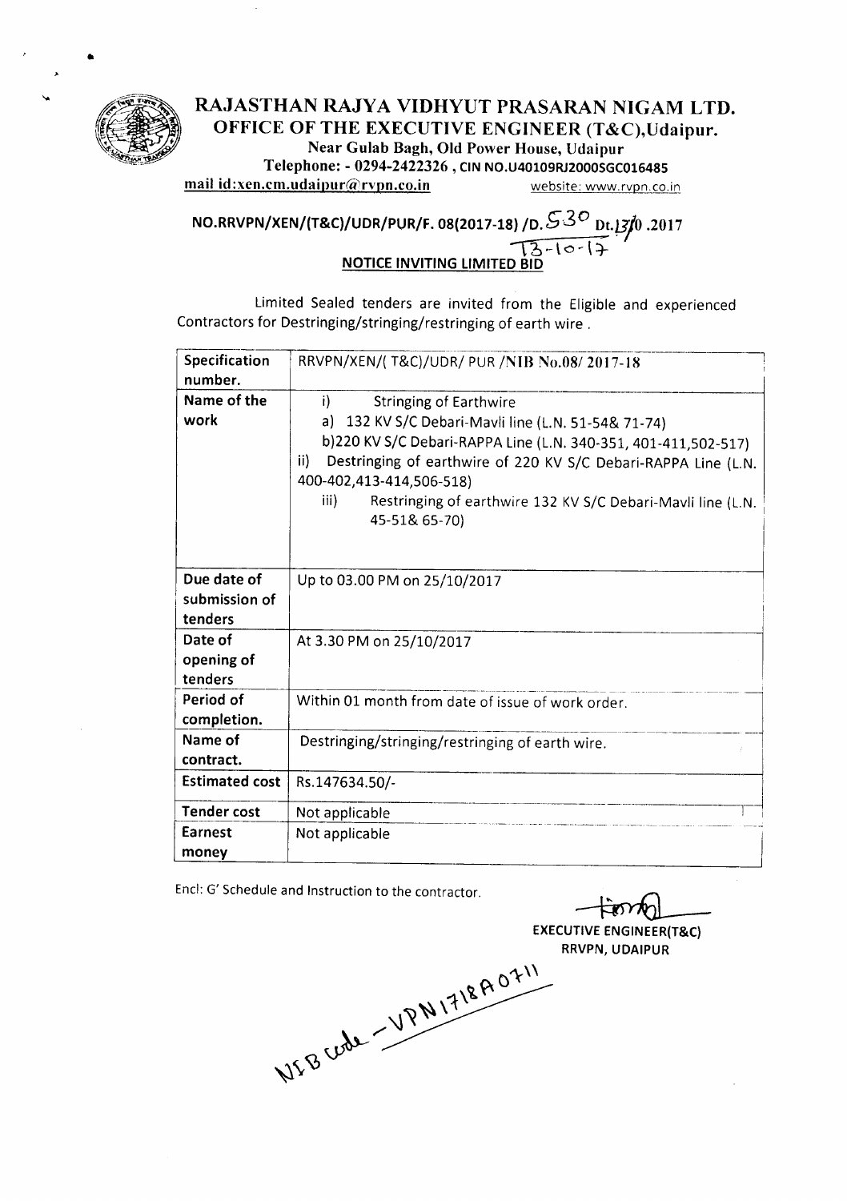# RAJASTHAN RAJYA VIDHYUT PRASARAN NIGAM LTD.

## OFFICE OF THE EXECUTIVE ENGINEER (T&C),Udaipur.

Near Gulab Bagh, Old Power House, Udaipur

Telephone: - 0294-2422326 , CIN NO.U40109RJ2000SGC016485

mail id:xen.cm.udaipur@rvpn.co.in website: www.rvpn.co.in

**NO.RRVPN/XEN/(T&C)/UDR/PUR/F. 08(2017-18) /D. 530 Dt.13/10 .2017**

13-10-17

**NOTICE INVITING LIMITED BID**

Limited Sealed tenders are invited from the Eligible and experienced Contractors for Destringing/stringing/restringing of earth wire .

| | |
|---|---|
| **Specification number.** | RRVPN/XEN/( T&C)/UDR/ PUR /NIB No.08/ 2017-18 |
| **Name of the work** | i) Stringing of Earthwire<br>a) 132 KV S/C Debari-Mavli line (L.N. 51-54& 71-74)<br>b)220 KV S/C Debari-RAPPA Line (L.N. 340-351, 401-411,502-517)<br>ii) Destringing of earthwire of 220 KV S/C Debari-RAPPA Line (L.N. 400-402,413-414,506-518)<br>iii) Restringing of earthwire 132 KV S/C Debari-Mavli line (L.N. 45-51& 65-70) |
| **Due date of submission of tenders** | Up to 03.00 PM on 25/10/2017 |
| **Date of opening of tenders** | At 3.30 PM on 25/10/2017 |
| **Period of completion.** | Within 01 month from date of issue of work order. |
| **Name of contract.** | Destringing/stringing/restringing of earth wire. |
| **Estimated cost** | Rs.147634.50/- |
| **Tender cost** | Not applicable |
| **Earnest money** | Not applicable |

Encl: G' Schedule and Instruction to the contractor.

**EXECUTIVE ENGINEER(T&C)**
**RRVPN, UDAIPUR**

NIB code - VPN1718A0711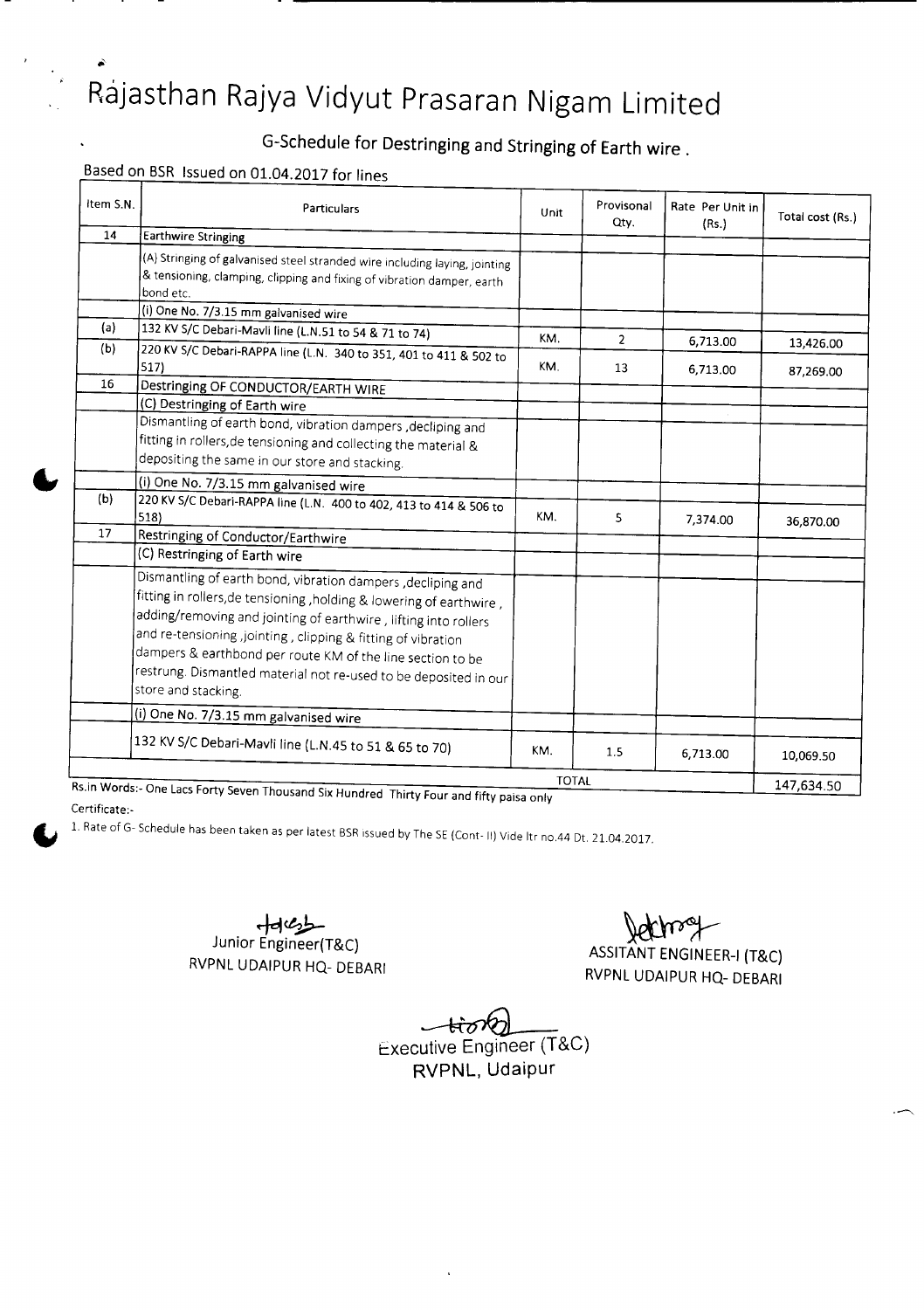# Rajasthan Rajya Vidyut Prasaran Nigam Limited

## G-Schedule for Destringing and Stringing of Earth wire .

Based on BSR Issued on 01.04.2017 for lines

| Item S.N. | Particulars | Unit | Provisonal Qty. | Rate Per Unit in (Rs.) | Total cost (Rs.) |
|---|---|---|---|---|---|
| 14 | Earthwire Stringing | | | | |
| | (A) Stringing of galvanised steel stranded wire including laying, jointing & tensioning, clamping, clipping and fixing of vibration damper, earth bond etc. | | | | |
| | (i) One No. 7/3.15 mm galvanised wire | | | | |
| (a) | 132 KV S/C Debari-Mavli line (L.N.51 to 54 & 71 to 74) | KM. | 2 | 6,713.00 | 13,426.00 |
| (b) | 220 KV S/C Debari-RAPPA line (L.N. 340 to 351, 401 to 411 & 502 to 517) | KM. | 13 | 6,713.00 | 87,269.00 |
| 16 | Destringing OF CONDUCTOR/EARTH WIRE | | | | |
| | (C) Destringing of Earth wire | | | | |
| | Dismantling of earth bond, vibration dampers ,decliping and fitting in rollers,de tensioning and collecting the material & depositing the same in our store and stacking. | | | | |
| | (i) One No. 7/3.15 mm galvanised wire | | | | |
| (b) | 220 KV S/C Debari-RAPPA line (L.N. 400 to 402, 413 to 414 & 506 to 518) | KM. | 5 | 7,374.00 | 36,870.00 |
| 17 | Restringing of Conductor/Earthwire | | | | |
| | (C) Restringing of Earth wire | | | | |
| | Dismantling of earth bond, vibration dampers ,decliping and fitting in rollers,de tensioning ,holding & lowering of earthwire , adding/removing and jointing of earthwire , lifting into rollers and re-tensioning ,jointing , clipping & fitting of vibration dampers & earthbond per route KM of the line section to be restrung. Dismantled material not re-used to be deposited in our store and stacking. | | | | |
| | (i) One No. 7/3.15 mm galvanised wire | | | | |
| | 132 KV S/C Debari-Mavli line (L.N.45 to 51 & 65 to 70) | KM. | 1.5 | 6,713.00 | 10,069.50 |
| | | TOTAL | | | 147,634.50 |

Rs.in Words:- One Lacs Forty Seven Thousand Six Hundred Thirty Four and fifty paisa only

Certificate:-

1. Rate of G- Schedule has been taken as per latest BSR issued by The SE (Cont- II) Vide ltr no.44 Dt. 21.04.2017.

Junior Engineer(T&C)
RVPNL UDAIPUR HQ- DEBARI

ASSITANT ENGINEER-I (T&C)
RVPNL UDAIPUR HQ- DEBARI

Executive Engineer (T&C)
RVPNL, Udaipur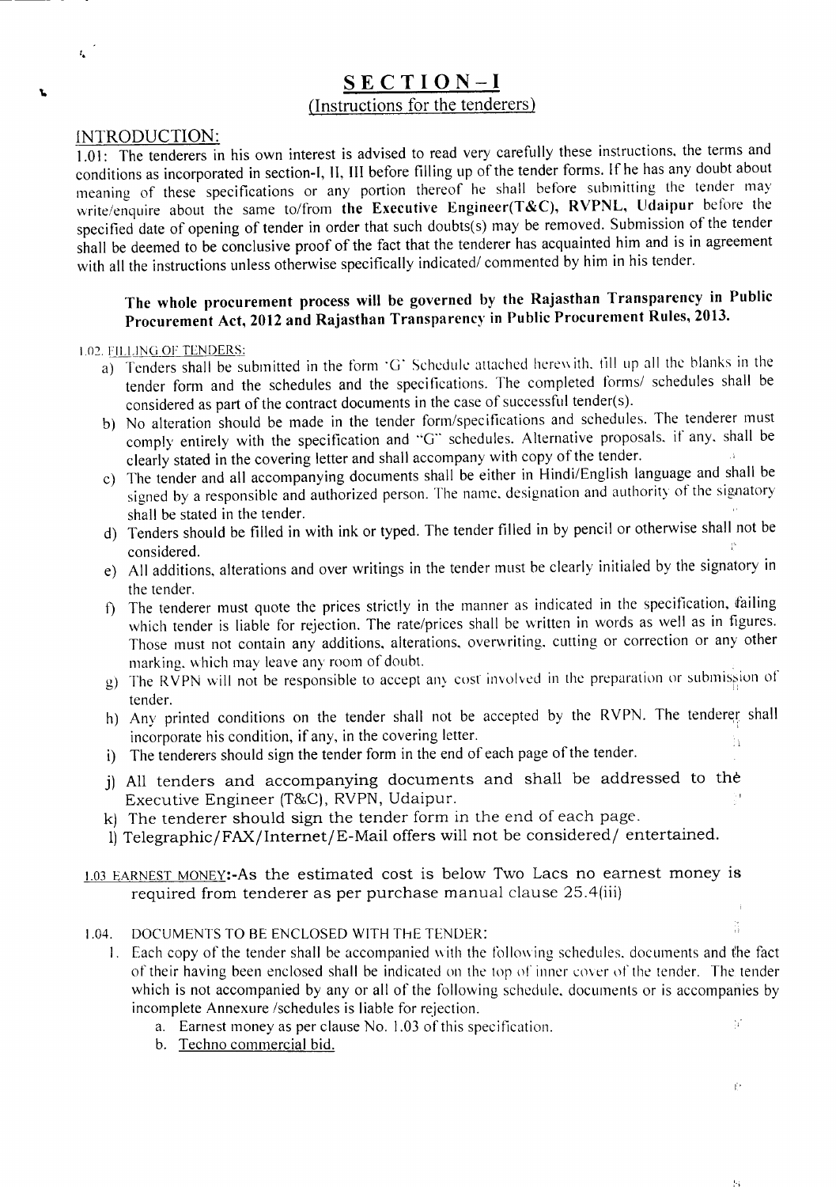# SECTION-I

## (Instructions for the tenderers)

### INTRODUCTION:

1.01: The tenderers in his own interest is advised to read very carefully these instructions, the terms and conditions as incorporated in section-I, II, III before filling up of the tender forms. If he has any doubt about meaning of these specifications or any portion thereof he shall before submitting the tender may write/enquire about the same to/from **the Executive Engineer(T&C), RVPNL, Udaipur** before the specified date of opening of tender in order that such doubts(s) may be removed. Submission of the tender shall be deemed to be conclusive proof of the fact that the tenderer has acquainted him and is in agreement with all the instructions unless otherwise specifically indicated/ commented by him in his tender.

**The whole procurement process will be governed by the Rajasthan Transparency in Public Procurement Act, 2012 and Rajasthan Transparency in Public Procurement Rules, 2013.**

1.02. FILLING OF TENDERS:

a) Tenders shall be submitted in the form 'G' Schedule attached herewith, fill up all the blanks in the tender form and the schedules and the specifications. The completed forms/ schedules shall be considered as part of the contract documents in the case of successful tender(s).

b) No alteration should be made in the tender form/specifications and schedules. The tenderer must comply entirely with the specification and "G" schedules. Alternative proposals, if any, shall be clearly stated in the covering letter and shall accompany with copy of the tender.

c) The tender and all accompanying documents shall be either in Hindi/English language and shall be signed by a responsible and authorized person. The name, designation and authority of the signatory shall be stated in the tender.

d) Tenders should be filled in with ink or typed. The tender filled in by pencil or otherwise shall not be considered.

e) All additions, alterations and over writings in the tender must be clearly initialed by the signatory in the tender.

f) The tenderer must quote the prices strictly in the manner as indicated in the specification, failing which tender is liable for rejection. The rate/prices shall be written in words as well as in figures. Those must not contain any additions, alterations, overwriting, cutting or correction or any other marking, which may leave any room of doubt.

g) The RVPN will not be responsible to accept any cost involved in the preparation or submission of tender.

h) Any printed conditions on the tender shall not be accepted by the RVPN. The tenderer shall incorporate his condition, if any, in the covering letter.

i) The tenderers should sign the tender form in the end of each page of the tender.

j) All tenders and accompanying documents and shall be addressed to the Executive Engineer (T&C), RVPN, Udaipur.

k) The tenderer should sign the tender form in the end of each page.

l) Telegraphic/FAX/Internet/E-Mail offers will not be considered/ entertained.

1.03 EARNEST MONEY:-As the estimated cost is below Two Lacs no earnest money is required from tenderer as per purchase manual clause 25.4(iii)

1.04. DOCUMENTS TO BE ENCLOSED WITH THE TENDER:

1. Each copy of the tender shall be accompanied with the following schedules, documents and the fact of their having been enclosed shall be indicated on the top of inner cover of the tender. The tender which is not accompanied by any or all of the following schedule, documents or is accompanies by incomplete Annexure /schedules is liable for rejection.
   a. Earnest money as per clause No. 1.03 of this specification.
   b. Techno commercial bid.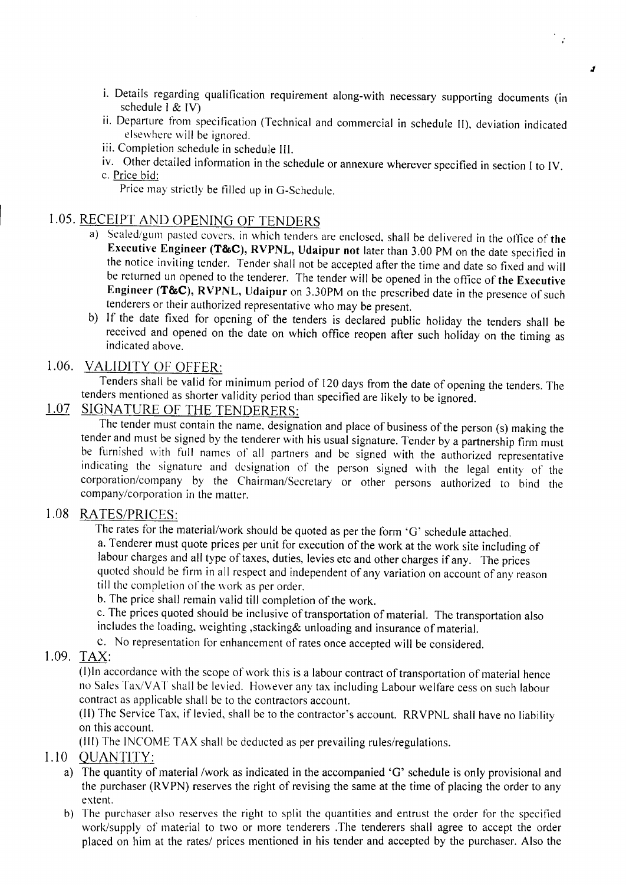i. Details regarding qualification requirement along-with necessary supporting documents (in schedule I & IV)

ii. Departure from specification (Technical and commercial in schedule II), deviation indicated elsewhere will be ignored.

iii. Completion schedule in schedule III.

iv. Other detailed information in the schedule or annexure wherever specified in section I to IV.

c. Price bid:

Price may strictly be filled up in G-Schedule.

## 1.05. RECEIPT AND OPENING OF TENDERS

a) Sealed/gum pasted covers, in which tenders are enclosed, shall be delivered in the office of **the Executive Engineer (T&C), RVPNL, Udaipur not** later than 3.00 PM on the date specified in the notice inviting tender. Tender shall not be accepted after the time and date so fixed and will be returned un opened to the tenderer. The tender will be opened in the office of **the Executive Engineer (T&C), RVPNL, Udaipur** on 3.30PM on the prescribed date in the presence of such tenderers or their authorized representative who may be present.

b) If the date fixed for opening of the tenders is declared public holiday the tenders shall be received and opened on the date on which office reopen after such holiday on the timing as indicated above.

## 1.06. VALIDITY OF OFFER:

Tenders shall be valid for minimum period of 120 days from the date of opening the tenders. The tenders mentioned as shorter validity period than specified are likely to be ignored.

## 1.07 SIGNATURE OF THE TENDERERS:

The tender must contain the name, designation and place of business of the person (s) making the tender and must be signed by the tenderer with his usual signature. Tender by a partnership firm must be furnished with full names of all partners and be signed with the authorized representative indicating the signature and designation of the person signed with the legal entity of the corporation/company by the Chairman/Secretary or other persons authorized to bind the company/corporation in the matter.

## 1.08 RATES/PRICES:

The rates for the material/work should be quoted as per the form 'G' schedule attached.

a. Tenderer must quote prices per unit for execution of the work at the work site including of labour charges and all type of taxes, duties, levies etc and other charges if any. The prices quoted should be firm in all respect and independent of any variation on account of any reason till the completion of the work as per order.

b. The price shall remain valid till completion of the work.

c. The prices quoted should be inclusive of transportation of material. The transportation also includes the loading, weighting ,stacking& unloading and insurance of material.

c. No representation for enhancement of rates once accepted will be considered.

## 1.09. TAX:

(I)In accordance with the scope of work this is a labour contract of transportation of material hence no Sales Tax/VAT shall be levied. However any tax including Labour welfare cess on such labour contract as applicable shall be to the contractors account.

(II) The Service Tax, if levied, shall be to the contractor's account. RRVPNL shall have no liability on this account.

(III) The INCOME TAX shall be deducted as per prevailing rules/regulations.

## 1.10 QUANTITY:

a) The quantity of material /work as indicated in the accompanied 'G' schedule is only provisional and the purchaser (RVPN) reserves the right of revising the same at the time of placing the order to any extent.

b) The purchaser also reserves the right to split the quantities and entrust the order for the specified work/supply of material to two or more tenderers .The tenderers shall agree to accept the order placed on him at the rates/ prices mentioned in his tender and accepted by the purchaser. Also the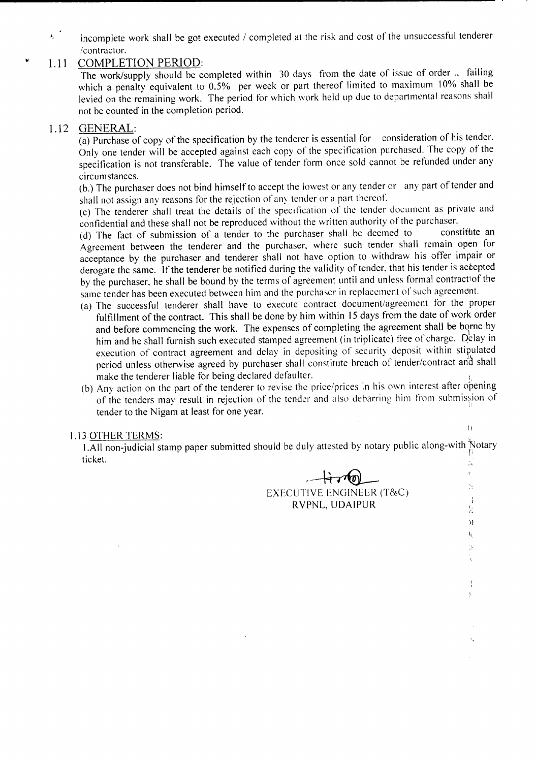incomplete work shall be got executed / completed at the risk and cost of the unsuccessful tenderer /contractor.

## 1.11 COMPLETION PERIOD:

The work/supply should be completed within 30 days from the date of issue of order ., failing which a penalty equivalent to 0.5% per week or part thereof limited to maximum 10% shall be levied on the remaining work. The period for which work held up due to departmental reasons shall not be counted in the completion period.

## 1.12 GENERAL:

(a) Purchase of copy of the specification by the tenderer is essential for consideration of his tender. Only one tender will be accepted against each copy of the specification purchased. The copy of the specification is not transferable. The value of tender form once sold cannot be refunded under any circumstances.

(b.) The purchaser does not bind himself to accept the lowest or any tender or any part of tender and shall not assign any reasons for the rejection of any tender or a part thereof.

(c) The tenderer shall treat the details of the specification of the tender document as private and confidential and these shall not be reproduced without the written authority of the purchaser.

(d) The fact of submission of a tender to the purchaser shall be deemed to constitute an Agreement between the tenderer and the purchaser, where such tender shall remain open for acceptance by the purchaser and tenderer shall not have option to withdraw his offer impair or derogate the same. If the tenderer be notified during the validity of tender, that his tender is accepted by the purchaser, he shall be bound by the terms of agreement until and unless formal contract of the same tender has been executed between him and the purchaser in replacement of such agreement.

(a) The successful tenderer shall have to execute contract document/agreement for the proper fulfillment of the contract. This shall be done by him within 15 days from the date of work order and before commencing the work. The expenses of completing the agreement shall be borne by him and he shall furnish such executed stamped agreement (in triplicate) free of charge. Delay in execution of contract agreement and delay in depositing of security deposit within stipulated period unless otherwise agreed by purchaser shall constitute breach of tender/contract and shall make the tenderer liable for being declared defaulter.

(b) Any action on the part of the tenderer to revise the price/prices in his own interest after opening of the tenders may result in rejection of the tender and also debarring him from submission of tender to the Nigam at least for one year.

## 1.13 OTHER TERMS:

1.All non-judicial stamp paper submitted should be duly attested by notary public along-with Notary ticket.

EXECUTIVE ENGINEER (T&C)
RVPNL, UDAIPUR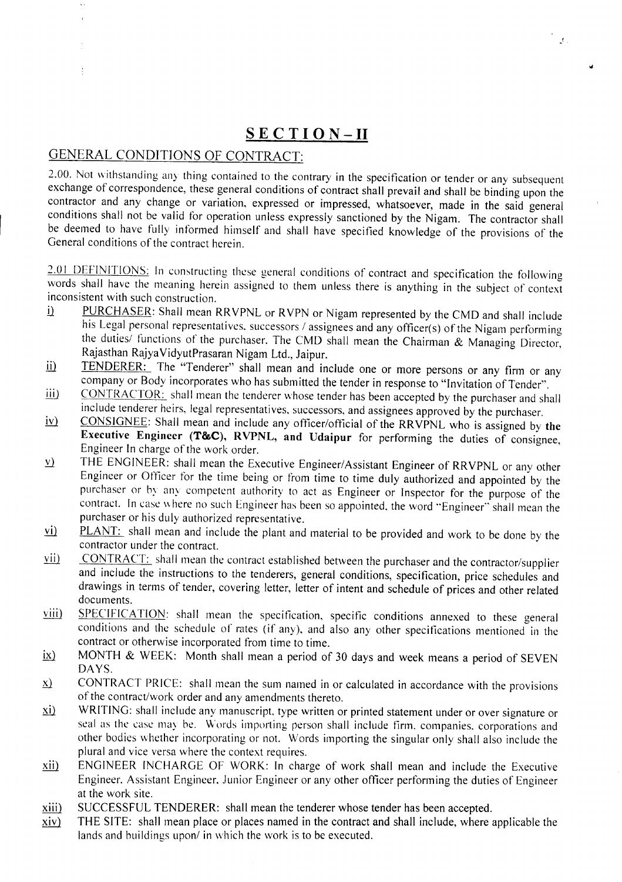# SECTION–II

## GENERAL CONDITIONS OF CONTRACT:

2.00. Not withstanding any thing contained to the contrary in the specification or tender or any subsequent exchange of correspondence, these general conditions of contract shall prevail and shall be binding upon the contractor and any change or variation, expressed or impressed, whatsoever, made in the said general conditions shall not be valid for operation unless expressly sanctioned by the Nigam. The contractor shall be deemed to have fully informed himself and shall have specified knowledge of the provisions of the General conditions of the contract herein.

2.01 DEFINITIONS: In constructing these general conditions of contract and specification the following words shall have the meaning herein assigned to them unless there is anything in the subject of context inconsistent with such construction.

i) PURCHASER: Shall mean RRVPNL or RVPN or Nigam represented by the CMD and shall include his Legal personal representatives, successors / assignees and any officer(s) of the Nigam performing the duties/ functions of the purchaser. The CMD shall mean the Chairman & Managing Director, Rajasthan RajyaVidyutPrasaran Nigam Ltd., Jaipur.

ii) TENDERER: The "Tenderer" shall mean and include one or more persons or any firm or any company or Body incorporates who has submitted the tender in response to "Invitation of Tender".

iii) CONTRACTOR: shall mean the tenderer whose tender has been accepted by the purchaser and shall include tenderer heirs, legal representatives, successors, and assignees approved by the purchaser.

iv) CONSIGNEE: Shall mean and include any officer/official of the RRVPNL who is assigned by **the Executive Engineer (T&C), RVPNL, and Udaipur** for performing the duties of consignee, Engineer In charge of the work order.

v) THE ENGINEER: shall mean the Executive Engineer/Assistant Engineer of RRVPNL or any other Engineer or Officer for the time being or from time to time duly authorized and appointed by the purchaser or by any competent authority to act as Engineer or Inspector for the purpose of the contract. In case where no such Engineer has been so appointed, the word "Engineer" shall mean the purchaser or his duly authorized representative.

vi) PLANT: shall mean and include the plant and material to be provided and work to be done by the contractor under the contract.

vii) CONTRACT: shall mean the contract established between the purchaser and the contractor/supplier and include the instructions to the tenderers, general conditions, specification, price schedules and drawings in terms of tender, covering letter, letter of intent and schedule of prices and other related documents.

viii) SPECIFICATION: shall mean the specification, specific conditions annexed to these general conditions and the schedule of rates (if any), and also any other specifications mentioned in the contract or otherwise incorporated from time to time.

ix) MONTH & WEEK: Month shall mean a period of 30 days and week means a period of SEVEN DAYS.

x) CONTRACT PRICE: shall mean the sum named in or calculated in accordance with the provisions of the contract/work order and any amendments thereto.

xi) WRITING: shall include any manuscript, type written or printed statement under or over signature or seal as the case may be. Words importing person shall include firm, companies, corporations and other bodies whether incorporating or not. Words importing the singular only shall also include the plural and vice versa where the context requires.

xii) ENGINEER INCHARGE OF WORK: In charge of work shall mean and include the Executive Engineer, Assistant Engineer, Junior Engineer or any other officer performing the duties of Engineer at the work site.

xiii) SUCCESSFUL TENDERER: shall mean the tenderer whose tender has been accepted.

xiv) THE SITE: shall mean place or places named in the contract and shall include, where applicable the lands and buildings upon/ in which the work is to be executed.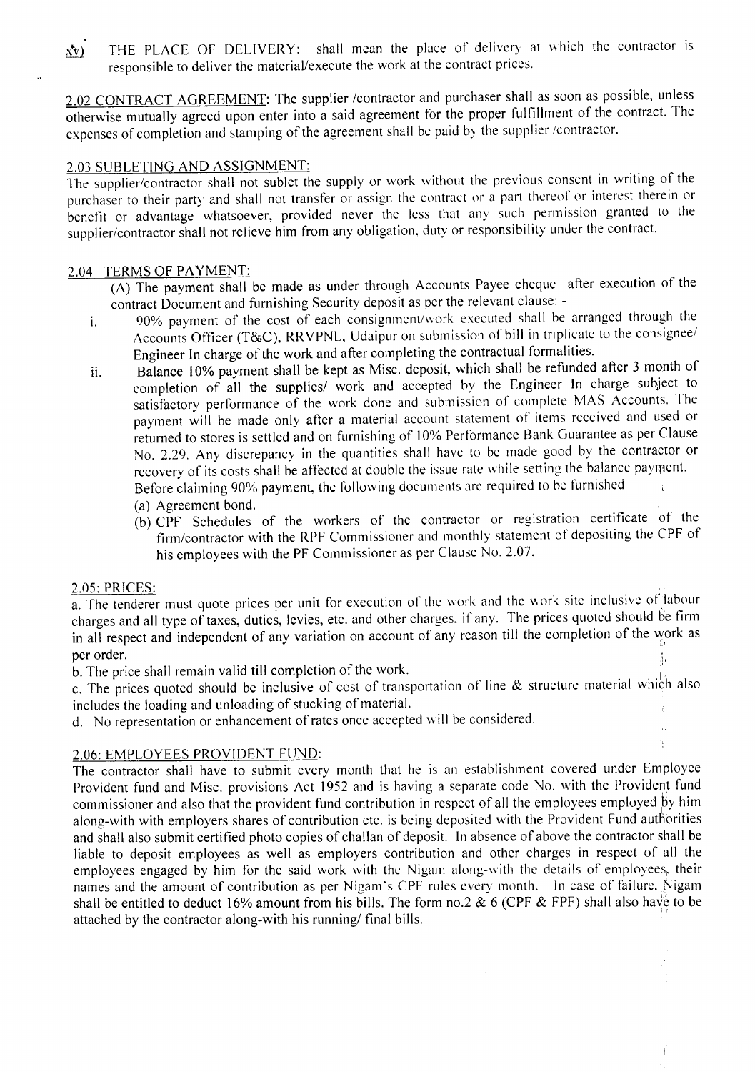xv) THE PLACE OF DELIVERY: shall mean the place of delivery at which the contractor is responsible to deliver the material/execute the work at the contract prices.

2.02 CONTRACT AGREEMENT: The supplier /contractor and purchaser shall as soon as possible, unless otherwise mutually agreed upon enter into a said agreement for the proper fulfillment of the contract. The expenses of completion and stamping of the agreement shall be paid by the supplier /contractor.

2.03 SUBLETING AND ASSIGNMENT:

The supplier/contractor shall not sublet the supply or work without the previous consent in writing of the purchaser to their party and shall not transfer or assign the contract or a part thereof or interest therein or benefit or advantage whatsoever, provided never the less that any such permission granted to the supplier/contractor shall not relieve him from any obligation, duty or responsibility under the contract.

2.04 TERMS OF PAYMENT:

(A) The payment shall be made as under through Accounts Payee cheque after execution of the contract Document and furnishing Security deposit as per the relevant clause: -

i. 90% payment of the cost of each consignment/work executed shall be arranged through the Accounts Officer (T&C), RRVPNL, Udaipur on submission of bill in triplicate to the consignee/ Engineer In charge of the work and after completing the contractual formalities.

ii. Balance 10% payment shall be kept as Misc. deposit, which shall be refunded after 3 month of completion of all the supplies/ work and accepted by the Engineer In charge subject to satisfactory performance of the work done and submission of complete MAS Accounts. The payment will be made only after a material account statement of items received and used or returned to stores is settled and on furnishing of 10% Performance Bank Guarantee as per Clause No. 2.29. Any discrepancy in the quantities shall have to be made good by the contractor or recovery of its costs shall be affected at double the issue rate while setting the balance payment. Before claiming 90% payment, the following documents are required to be furnished

(a) Agreement bond.

(b) CPF Schedules of the workers of the contractor or registration certificate of the firm/contractor with the RPF Commissioner and monthly statement of depositing the CPF of his employees with the PF Commissioner as per Clause No. 2.07.

2.05: PRICES:

a. The tenderer must quote prices per unit for execution of the work and the work site inclusive of labour charges and all type of taxes, duties, levies, etc. and other charges, if any. The prices quoted should be firm in all respect and independent of any variation on account of any reason till the completion of the work as per order.

b. The price shall remain valid till completion of the work.

c. The prices quoted should be inclusive of cost of transportation of line & structure material which also includes the loading and unloading of stucking of material.

d. No representation or enhancement of rates once accepted will be considered.

2.06: EMPLOYEES PROVIDENT FUND:

The contractor shall have to submit every month that he is an establishment covered under Employee Provident fund and Misc. provisions Act 1952 and is having a separate code No. with the Provident fund commissioner and also that the provident fund contribution in respect of all the employees employed by him along-with with employers shares of contribution etc. is being deposited with the Provident Fund authorities and shall also submit certified photo copies of challan of deposit. In absence of above the contractor shall be liable to deposit employees as well as employers contribution and other charges in respect of all the employees engaged by him for the said work with the Nigam along-with the details of employees, their names and the amount of contribution as per Nigam's CPF rules every month. In case of failure, Nigam shall be entitled to deduct 16% amount from his bills. The form no.2 & 6 (CPF & FPF) shall also have to be attached by the contractor along-with his running/ final bills.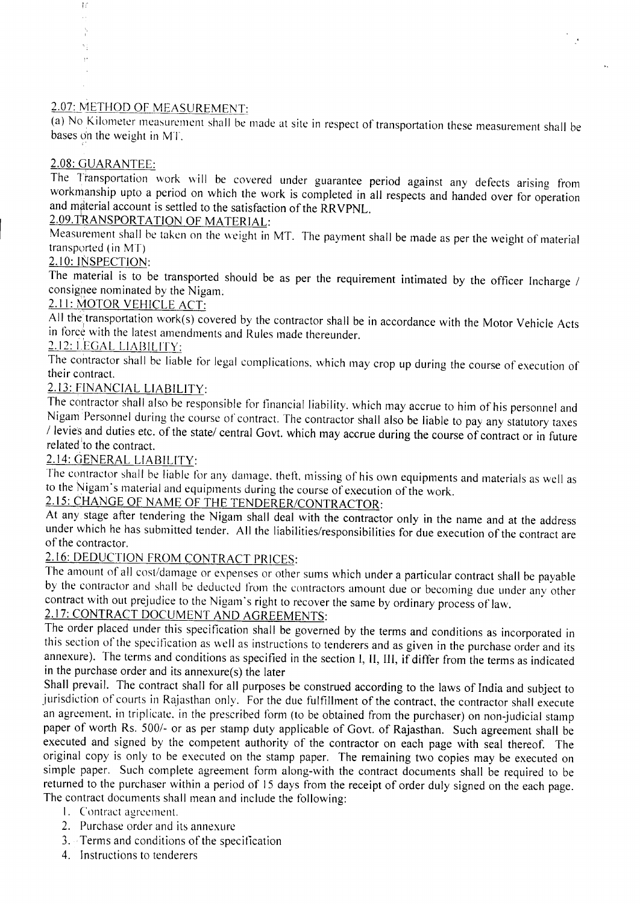## 2.07: METHOD OF MEASUREMENT:

(a) No Kilometer measurement shall be made at site in respect of transportation these measurement shall be bases on the weight in MT.

## 2.08: GUARANTEE:

The Transportation work will be covered under guarantee period against any defects arising from workmanship upto a period on which the work is completed in all respects and handed over for operation and material account is settled to the satisfaction of the RRVPNL.

## 2.09.TRANSPORTATION OF MATERIAL:

Measurement shall be taken on the weight in MT. The payment shall be made as per the weight of material transported (in MT)

## 2.10: INSPECTION:

The material is to be transported should be as per the requirement intimated by the officer Incharge / consignee nominated by the Nigam.

## 2.11: MOTOR VEHICLE ACT:

All the transportation work(s) covered by the contractor shall be in accordance with the Motor Vehicle Acts in force with the latest amendments and Rules made thereunder.

## 2.12: LEGAL LIABILITY:

The contractor shall be liable for legal complications, which may crop up during the course of execution of their contract.

## 2.13: FINANCIAL LIABILITY:

The contractor shall also be responsible for financial liability, which may accrue to him of his personnel and Nigam Personnel during the course of contract. The contractor shall also be liable to pay any statutory taxes / levies and duties etc. of the state/ central Govt. which may accrue during the course of contract or in future related to the contract.

## 2.14: GENERAL LIABILITY:

The contractor shall be liable for any damage, theft, missing of his own equipments and materials as well as to the Nigam's material and equipments during the course of execution of the work.

## 2.15: CHANGE OF NAME OF THE TENDERER/CONTRACTOR:

At any stage after tendering the Nigam shall deal with the contractor only in the name and at the address under which he has submitted tender. All the liabilities/responsibilities for due execution of the contract are of the contractor.

## 2.16: DEDUCTION FROM CONTRACT PRICES:

The amount of all cost/damage or expenses or other sums which under a particular contract shall be payable by the contractor and shall be deducted from the contractors amount due or becoming due under any other contract with out prejudice to the Nigam's right to recover the same by ordinary process of law.

## 2.17: CONTRACT DOCUMENT AND AGREEMENTS:

The order placed under this specification shall be governed by the terms and conditions as incorporated in this section of the specification as well as instructions to tenderers and as given in the purchase order and its annexure). The terms and conditions as specified in the section I, II, III, if differ from the terms as indicated in the purchase order and its annexure(s) the later

Shall prevail. The contract shall for all purposes be construed according to the laws of India and subject to jurisdiction of courts in Rajasthan only. For the due fulfillment of the contract, the contractor shall execute an agreement, in triplicate, in the prescribed form (to be obtained from the purchaser) on non-judicial stamp paper of worth Rs. 500/- or as per stamp duty applicable of Govt. of Rajasthan. Such agreement shall be executed and signed by the competent authority of the contractor on each page with seal thereof. The original copy is only to be executed on the stamp paper. The remaining two copies may be executed on simple paper. Such complete agreement form along-with the contract documents shall be required to be returned to the purchaser within a period of 15 days from the receipt of order duly signed on the each page. The contract documents shall mean and include the following:

1. Contract agreement.
2. Purchase order and its annexure
3. Terms and conditions of the specification
4. Instructions to tenderers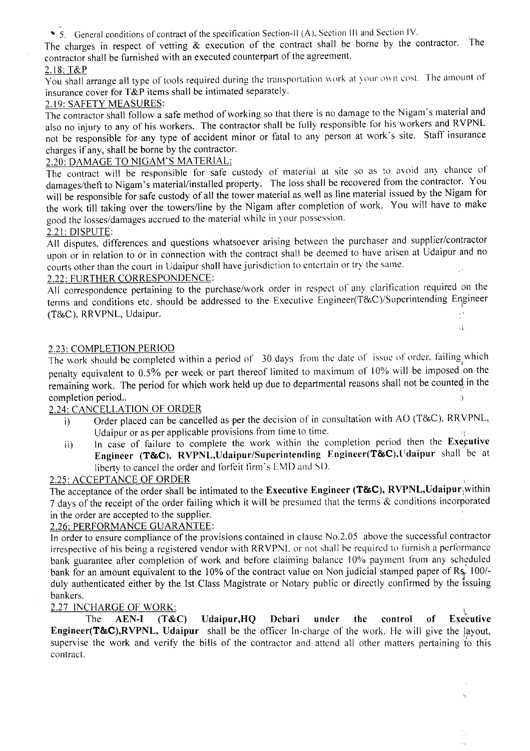5. General conditions of contract of the specification Section-II (A), Section III and Section IV.

The charges in respect of vetting & execution of the contract shall be borne by the contractor. The contractor shall be furnished with an executed counterpart of the agreement.

2.18: T&P

You shall arrange all type of tools required during the transportation work at your own cost. The amount of insurance cover for T&P items shall be intimated separately.

2.19: SAFETY MEASURES:

The contractor shall follow a safe method of working so that there is no damage to the Nigam's material and also no injury to any of his workers. The contractor shall be fully responsible for his workers and RVPNL not be responsible for any type of accident minor or fatal to any person at work's site. Staff insurance charges if any, shall be borne by the contractor.

2.20: DAMAGE TO NIGAM'S MATERIAL:

The contract will be responsible for safe custody of material at site so as to avoid any chance of damages/theft to Nigam's material/installed property. The loss shall be recovered from the contractor. You will be responsible for safe custody of all the tower material as well as line material issued by the Nigam for the work till taking over the towers/line by the Nigam after completion of work. You will have to make good the losses/damages accrued to the material while in your possession.

2.21: DISPUTE:

All disputes, differences and questions whatsoever arising between the purchaser and supplier/contractor upon or in relation to or in connection with the contract shall be deemed to have arisen at Udaipur and no courts other than the court in Udaipur shall have jurisdiction to entertain or try the same.

2.22: FURTHER CORRESPONDENCE:

All correspondence pertaining to the purchase/work order in respect of any clarification required on the terms and conditions etc. should be addressed to the Executive Engineer(T&C)/Superintending Engineer (T&C), RRVPNL, Udaipur.

2.23: COMPLETION PERIOD

The work should be completed within a period of 30 days from the date of issue of order, failing which penalty equivalent to 0.5% per week or part thereof limited to maximum of 10% will be imposed on the remaining work. The period for which work held up due to departmental reasons shall not be counted in the completion period..

2.24: CANCELLATION OF ORDER

i) Order placed can be cancelled as per the decision of in consultation with AO (T&C), RRVPNL, Udaipur or as per applicable provisions from time to time.
ii) In case of failure to complete the work within the completion period then the **Executive Engineer (T&C), RVPNL,Udaipur/Superintending Engineer(T&C),Udaipur** shall be at liberty to cancel the order and forfeit firm's EMD and SD.

2.25: ACCEPTANCE OF ORDER

The acceptance of the order shall be intimated to the **Executive Engineer (T&C), RVPNL,Udaipur** within 7 days of the receipt of the order failing which it will be presumed that the terms & conditions incorporated in the order are accepted to the supplier.

2.26: PERFORMANCE GUARANTEE:

In order to ensure compliance of the provisions contained in clause No.2.05 above the successful contractor irrespective of his being a registered vendor with RRVPNL or not shall be required to furnish a performance bank guarantee after completion of work and before claiming balance 10% payment from any scheduled bank for an amount equivalent to the 10% of the contract value on Non judicial stamped paper of Rs. 100/- duly authenticated either by the Ist Class Magistrate or Notary public or directly confirmed by the issuing bankers.

2.27 INCHARGE OF WORK:

The **AEN-I (T&C) Udaipur,HQ Debari under the control of Executive Engineer(T&C),RVPNL, Udaipur** shall be the officer In-charge of the work. He will give the layout, supervise the work and verify the bills of the contractor and attend all other matters pertaining to this contract.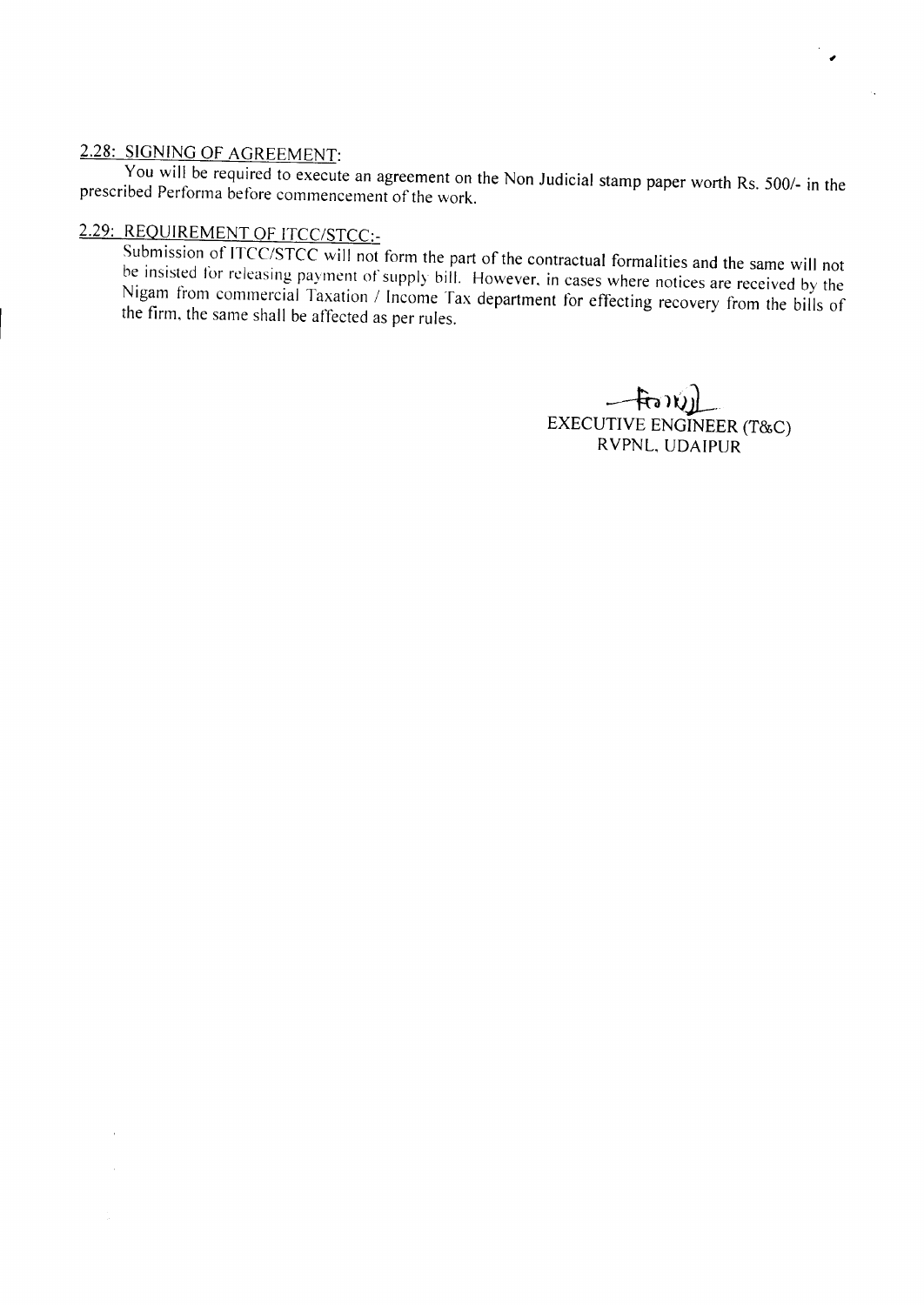**2.28: SIGNING OF AGREEMENT:**

You will be required to execute an agreement on the Non Judicial stamp paper worth Rs. 500/- in the prescribed Performa before commencement of the work.

**2.29: REQUIREMENT OF ITCC/STCC:-**

Submission of ITCC/STCC will not form the part of the contractual formalities and the same will not be insisted for releasing payment of supply bill. However, in cases where notices are received by the Nigam from commercial Taxation / Income Tax department for effecting recovery from the bills of the firm, the same shall be affected as per rules.

EXECUTIVE ENGINEER (T&C)
RVPNL, UDAIPUR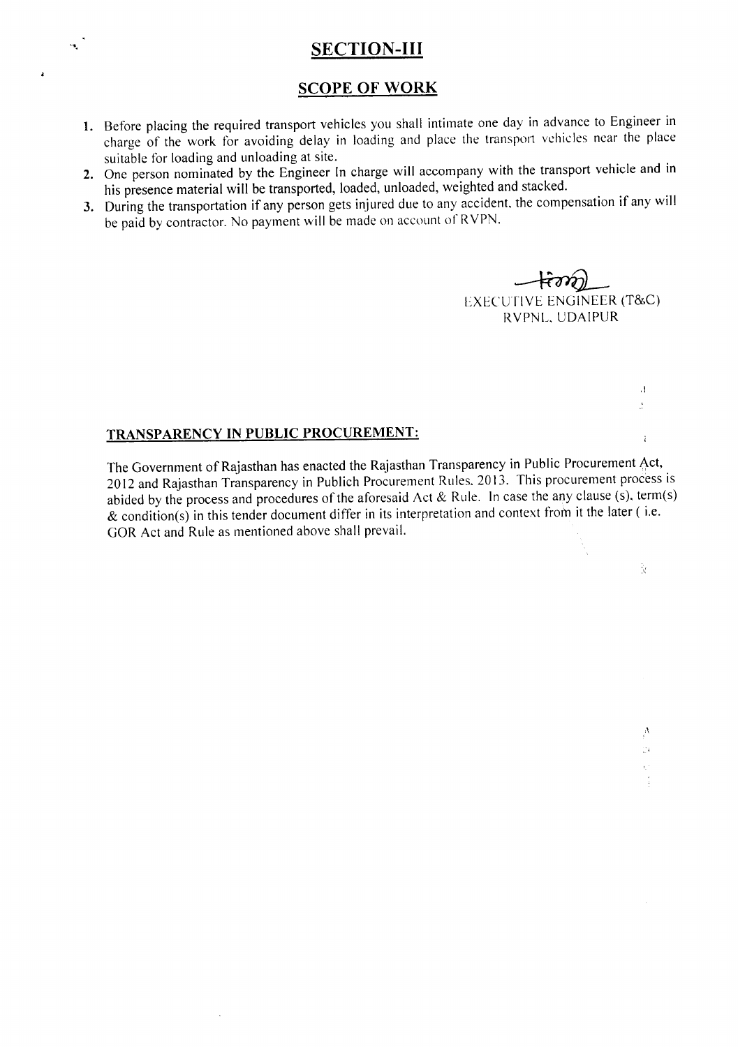# SECTION-III

## SCOPE OF WORK

1. Before placing the required transport vehicles you shall intimate one day in advance to Engineer in charge of the work for avoiding delay in loading and place the transport vehicles near the place suitable for loading and unloading at site.
2. One person nominated by the Engineer In charge will accompany with the transport vehicle and in his presence material will be transported, loaded, unloaded, weighted and stacked.
3. During the transportation if any person gets injured due to any accident, the compensation if any will be paid by contractor. No payment will be made on account of RVPN.

EXECUTIVE ENGINEER (T&C)
RVPNL, UDAIPUR

## TRANSPARENCY IN PUBLIC PROCUREMENT:

The Government of Rajasthan has enacted the Rajasthan Transparency in Public Procurement Act, 2012 and Rajasthan Transparency in Publich Procurement Rules. 2013. This procurement process is abided by the process and procedures of the aforesaid Act & Rule. In case the any clause (s), term(s) & condition(s) in this tender document differ in its interpretation and context from it the later ( i.e. GOR Act and Rule as mentioned above shall prevail.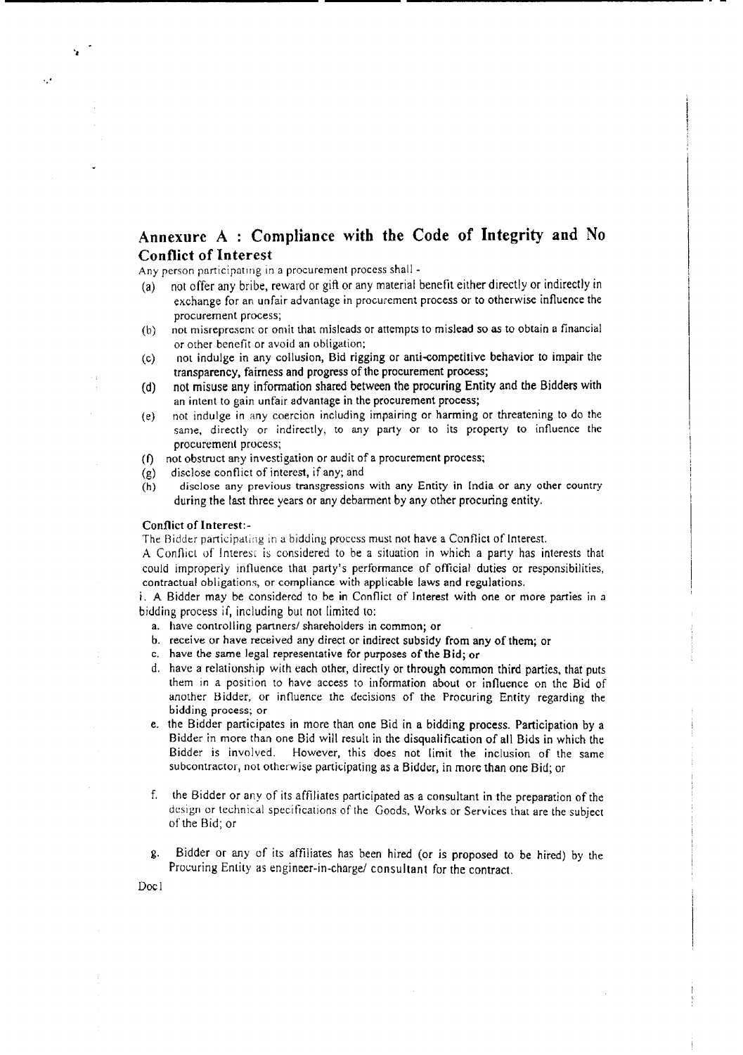## Annexure A : Compliance with the Code of Integrity and No Conflict of Interest

Any person participating in a procurement process shall -

(a) not offer any bribe, reward or gift or any material benefit either directly or indirectly in exchange for an unfair advantage in procurement process or to otherwise influence the procurement process;

(b) not misrepresent or omit that misleads or attempts to mislead so as to obtain a financial or other benefit or avoid an obligation;

(c) not indulge in any collusion, Bid rigging or anti-competitive behavior to impair the transparency, fairness and progress of the procurement process;

(d) not misuse any information shared between the procuring Entity and the Bidders with an intent to gain unfair advantage in the procurement process;

(e) not indulge in any coercion including impairing or harming or threatening to do the same, directly or indirectly, to any party or to its property to influence the procurement process;

(f) not obstruct any investigation or audit of a procurement process;

(g) disclose conflict of interest, if any; and

(h) disclose any previous transgressions with any Entity in India or any other country during the last three years or any debarment by any other procuring entity.

**Conflict of Interest:-**

The Bidder participating in a bidding process must not have a Conflict of Interest.

A Conflict of Interest is considered to be a situation in which a party has interests that could improperly influence that party's performance of official duties or responsibilities, contractual obligations, or compliance with applicable laws and regulations.

i. A Bidder may be considered to be in Conflict of Interest with one or more parties in a bidding process if, including but not limited to:

a. have controlling partners/ shareholders in common; or

b. receive or have received any direct or indirect subsidy from any of them; or

c. have the same legal representative for purposes of the Bid; or

d. have a relationship with each other, directly or through common third parties, that puts them in a position to have access to information about or influence on the Bid of another Bidder, or influence the decisions of the Procuring Entity regarding the bidding process; or

e. the Bidder participates in more than one Bid in a bidding process. Participation by a Bidder in more than one Bid will result in the disqualification of all Bids in which the Bidder is involved. However, this does not limit the inclusion of the same subcontractor, not otherwise participating as a Bidder, in more than one Bid; or

f. the Bidder or any of its affiliates participated as a consultant in the preparation of the design or technical specifications of the Goods, Works or Services that are the subject of the Bid; or

g. Bidder or any of its affiliates has been hired (or is proposed to be hired) by the Procuring Entity as engineer-in-charge/ consultant for the contract.

Doc1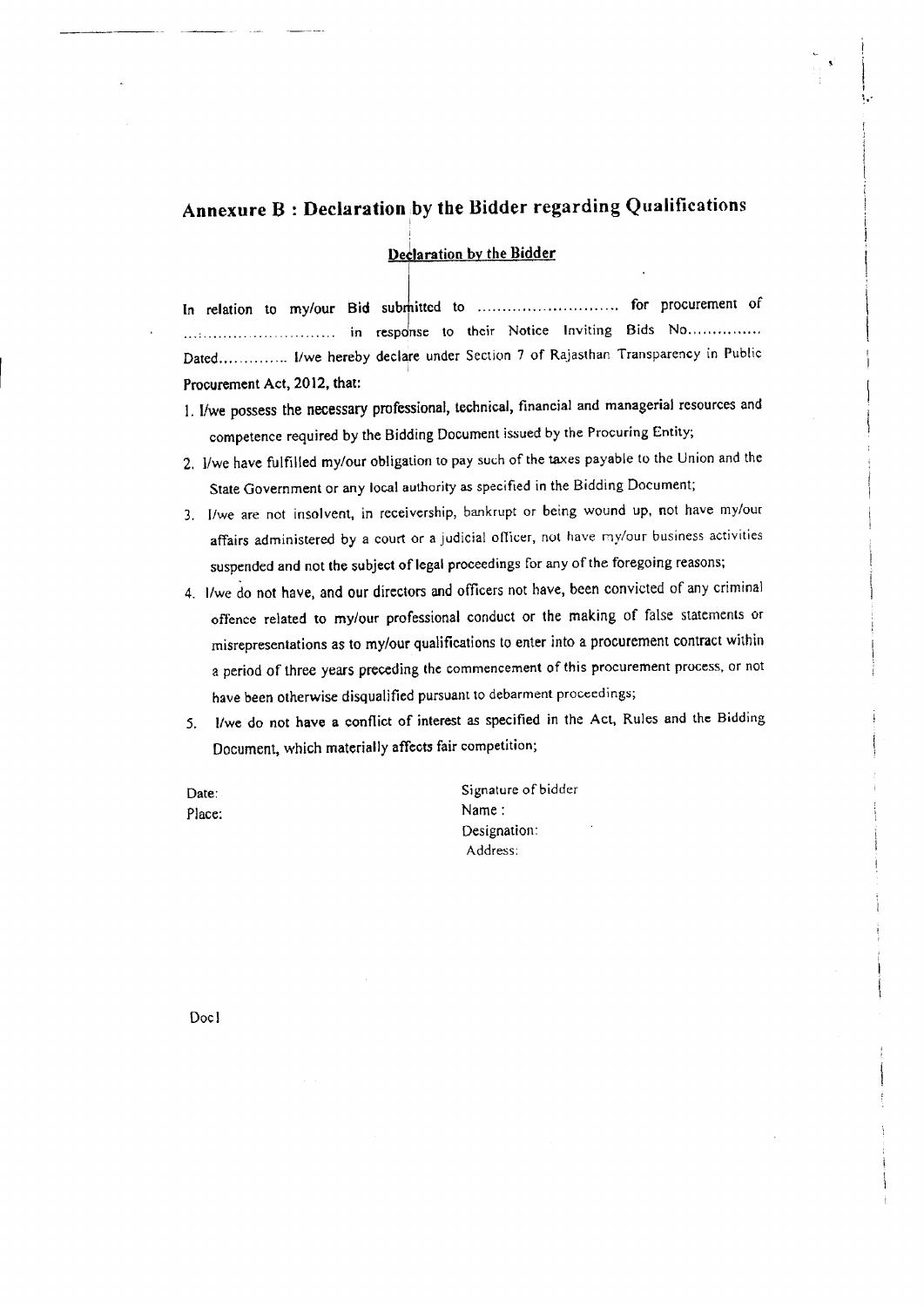## Annexure B : Declaration by the Bidder regarding Qualifications

### Declaration by the Bidder

In relation to my/our Bid submitted to ............................ for procurement of ............................ in response to their Notice Inviting Bids No............... Dated............. I/we hereby declare under Section 7 of Rajasthan Transparency in Public Procurement Act, 2012, that:

1. I/we possess the necessary professional, technical, financial and managerial resources and competence required by the Bidding Document issued by the Procuring Entity;
2. I/we have fulfilled my/our obligation to pay such of the taxes payable to the Union and the State Government or any local authority as specified in the Bidding Document;
3. I/we are not insolvent, in receivership, bankrupt or being wound up, not have my/our affairs administered by a court or a judicial officer, not have my/our business activities suspended and not the subject of legal proceedings for any of the foregoing reasons;
4. I/we do not have, and our directors and officers not have, been convicted of any criminal offence related to my/our professional conduct or the making of false statements or misrepresentations as to my/our qualifications to enter into a procurement contract within a period of three years preceding the commencement of this procurement process, or not have been otherwise disqualified pursuant to debarment proceedings;
5. I/we do not have a conflict of interest as specified in the Act, Rules and the Bidding Document, which materially affects fair competition;

Date:

Place:

Signature of bidder

Name :

Designation:

Address:

Doc I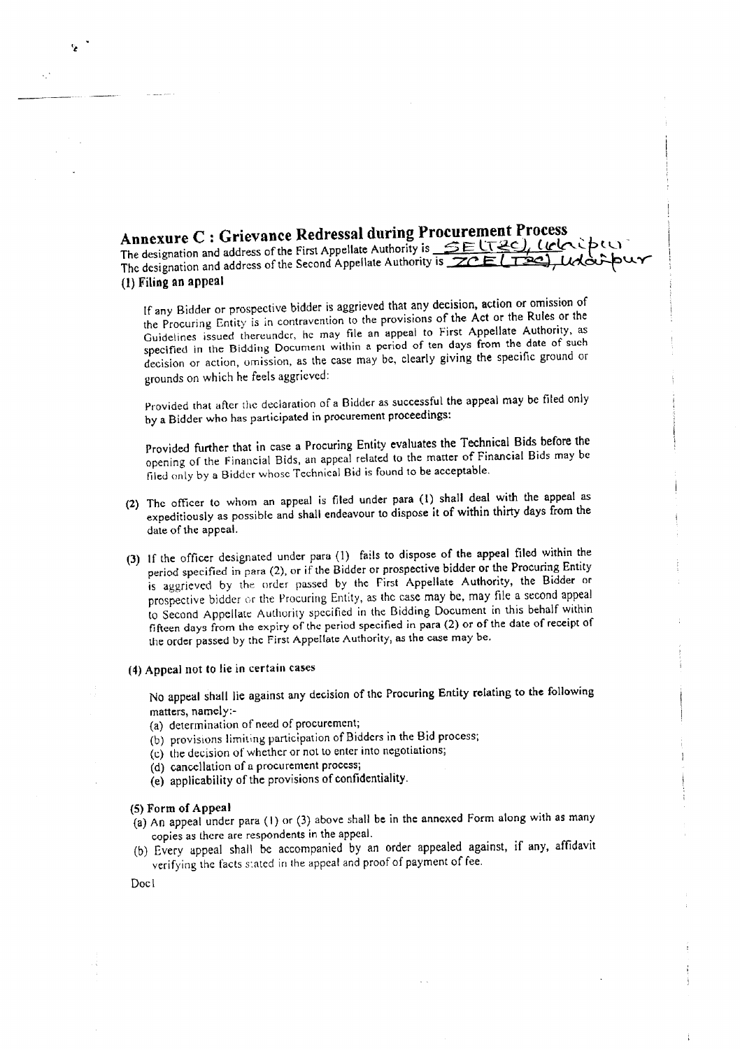# Annexure C : Grievance Redressal during Procurement Process

The designation and address of the First Appellate Authority is SE(T&C), Udaipur

The designation and address of the Second Appellate Authority is ZCE(T&C), Udaipur

**(1) Filing an appeal**

If any Bidder or prospective bidder is aggrieved that any decision, action or omission of the Procuring Entity is in contravention to the provisions of the Act or the Rules or the Guidelines issued thereunder, he may file an appeal to First Appellate Authority, as specified in the Bidding Document within a period of ten days from the date of such decision or action, omission, as the case may be, clearly giving the specific ground or grounds on which he feels aggrieved:

Provided that after the declaration of a Bidder as successful the appeal may be filed only by a Bidder who has participated in procurement proceedings:

Provided further that in case a Procuring Entity evaluates the Technical Bids before the opening of the Financial Bids, an appeal related to the matter of Financial Bids may be filed only by a Bidder whose Technical Bid is found to be acceptable.

(2) The officer to whom an appeal is filed under para (1) shall deal with the appeal as expeditiously as possible and shall endeavour to dispose it of within thirty days from the date of the appeal.

(3) If the officer designated under para (1) fails to dispose of the appeal filed within the period specified in para (2), or if the Bidder or prospective bidder or the Procuring Entity is aggrieved by the order passed by the First Appellate Authority, the Bidder or prospective bidder or the Procuring Entity, as the case may be, may file a second appeal to Second Appellate Authority specified in the Bidding Document in this behalf within fifteen days from the expiry of the period specified in para (2) or of the date of receipt of the order passed by the First Appellate Authority, as the case may be.

**(4) Appeal not to lie in certain cases**

No appeal shall lie against any decision of the Procuring Entity relating to the following matters, namely:-

(a) determination of need of procurement;
(b) provisions limiting participation of Bidders in the Bid process;
(c) the decision of whether or not to enter into negotiations;
(d) cancellation of a procurement process;
(e) applicability of the provisions of confidentiality.

**(5) Form of Appeal**

(a) An appeal under para (1) or (3) above shall be in the annexed Form along with as many copies as there are respondents in the appeal.
(b) Every appeal shall be accompanied by an order appealed against, if any, affidavit verifying the facts stated in the appeal and proof of payment of fee.

Doc1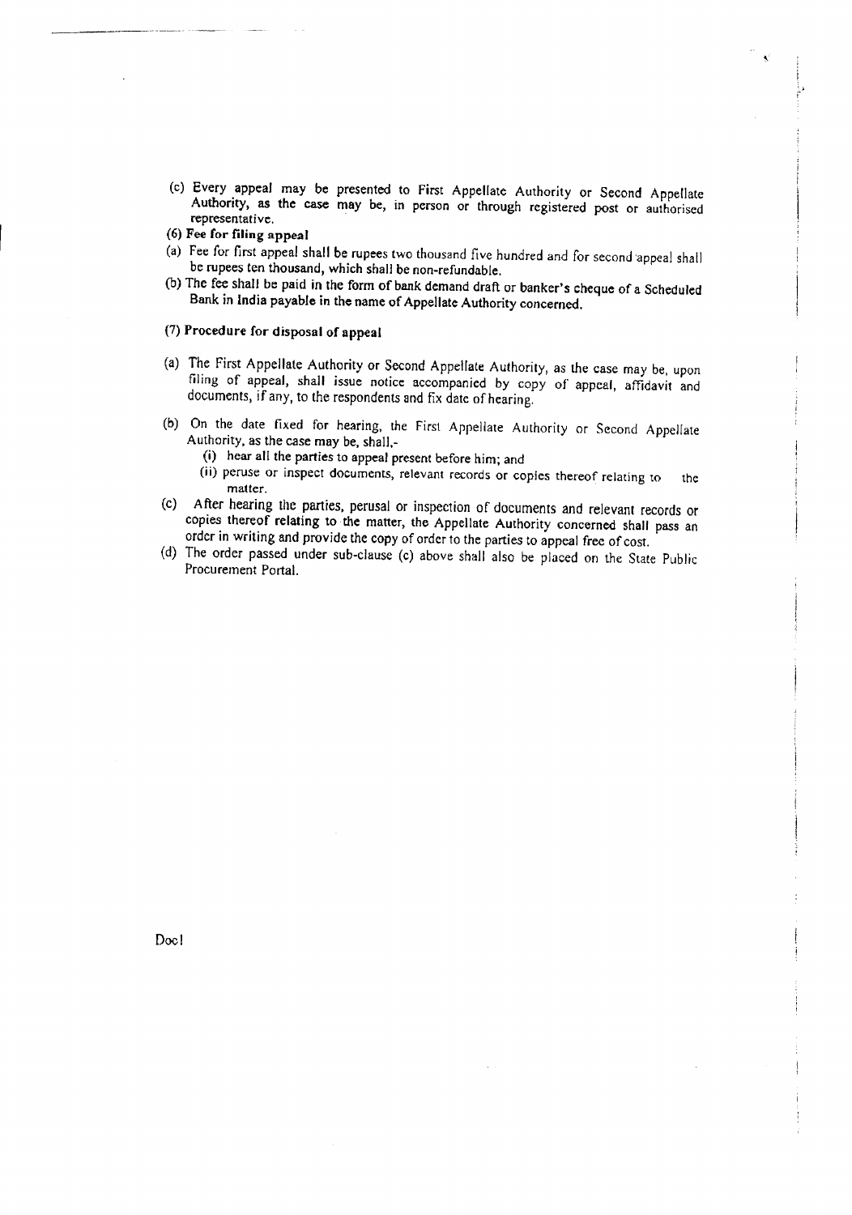(c) Every appeal may be presented to First Appellate Authority or Second Appellate Authority, as the case may be, in person or through registered post or authorised representative.

**(6) Fee for filing appeal**

(a) Fee for first appeal shall be rupees two thousand five hundred and for second appeal shall be rupees ten thousand, which shall be non-refundable.

(b) The fee shall be paid in the form of bank demand draft or banker's cheque of a Scheduled Bank in India payable in the name of Appellate Authority concerned.

**(7) Procedure for disposal of appeal**

(a) The First Appellate Authority or Second Appellate Authority, as the case may be, upon filing of appeal, shall issue notice accompanied by copy of appeal, affidavit and documents, if any, to the respondents and fix date of hearing.

(b) On the date fixed for hearing, the First Appellate Authority or Second Appellate Authority, as the case may be, shall,-

  (i) hear all the parties to appeal present before him; and

  (ii) peruse or inspect documents, relevant records or copies thereof relating to the matter.

(c) After hearing the parties, perusal or inspection of documents and relevant records or copies thereof relating to the matter, the Appellate Authority concerned shall pass an order in writing and provide the copy of order to the parties to appeal free of cost.

(d) The order passed under sub-clause (c) above shall also be placed on the State Public Procurement Portal.

Doc1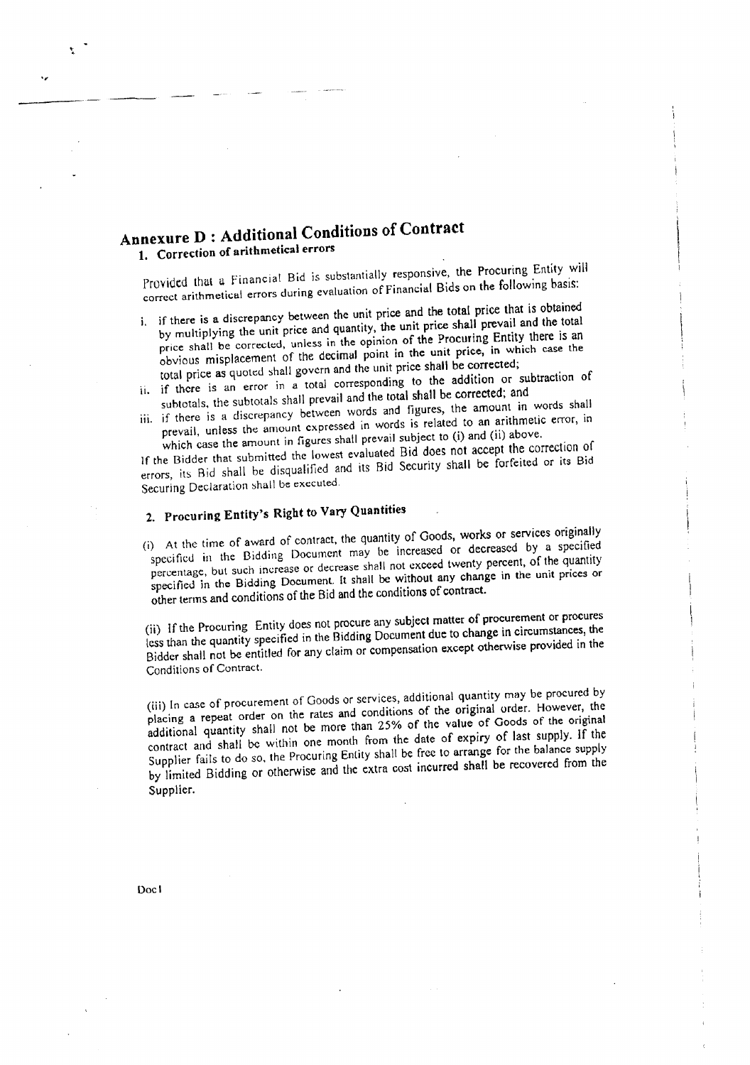# Annexure D : Additional Conditions of Contract

## 1. Correction of arithmetical errors

Provided that a Financial Bid is substantially responsive, the Procuring Entity will correct arithmetical errors during evaluation of Financial Bids on the following basis:

i. if there is a discrepancy between the unit price and the total price that is obtained by multiplying the unit price and quantity, the unit price shall prevail and the total price shall be corrected, unless in the opinion of the Procuring Entity there is an obvious misplacement of the decimal point in the unit price, in which case the total price as quoted shall govern and the unit price shall be corrected;

ii. if there is an error in a total corresponding to the addition or subtraction of subtotals, the subtotals shall prevail and the total shall be corrected; and

iii. if there is a discrepancy between words and figures, the amount in words shall prevail, unless the amount expressed in words is related to an arithmetic error, in which case the amount in figures shall prevail subject to (i) and (ii) above.

If the Bidder that submitted the lowest evaluated Bid does not accept the correction of errors, its Bid shall be disqualified and its Bid Security shall be forfeited or its Bid Securing Declaration shall be executed.

## 2. Procuring Entity's Right to Vary Quantities

(i) At the time of award of contract, the quantity of Goods, works or services originally specified in the Bidding Document may be increased or decreased by a specified percentage, but such increase or decrease shall not exceed twenty percent, of the quantity specified in the Bidding Document. It shall be without any change in the unit prices or other terms and conditions of the Bid and the conditions of contract.

(ii) If the Procuring Entity does not procure any subject matter of procurement or procures less than the quantity specified in the Bidding Document due to change in circumstances, the Bidder shall not be entitled for any claim or compensation except otherwise provided in the Conditions of Contract.

(iii) In case of procurement of Goods or services, additional quantity may be procured by placing a repeat order on the rates and conditions of the original order. However, the additional quantity shall not be more than 25% of the value of Goods of the original contract and shall be within one month from the date of expiry of last supply. If the Supplier fails to do so, the Procuring Entity shall be free to arrange for the balance supply by limited Bidding or otherwise and the extra cost incurred shall be recovered from the Supplier.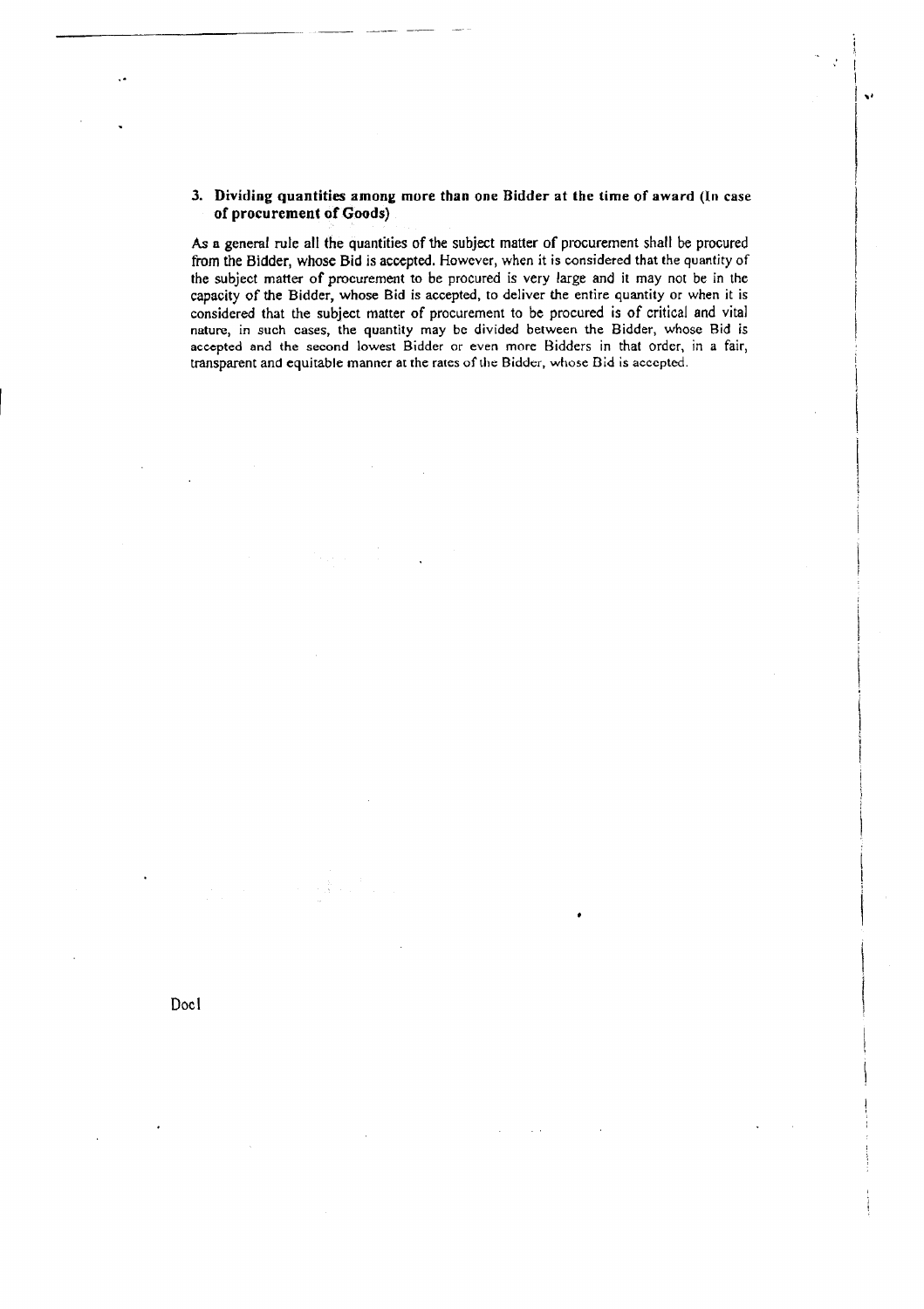### 3. Dividing quantities among more than one Bidder at the time of award (In case of procurement of Goods)

As a general rule all the quantities of the subject matter of procurement shall be procured from the Bidder, whose Bid is accepted. However, when it is considered that the quantity of the subject matter of procurement to be procured is very large and it may not be in the capacity of the Bidder, whose Bid is accepted, to deliver the entire quantity or when it is considered that the subject matter of procurement to be procured is of critical and vital nature, in such cases, the quantity may be divided between the Bidder, whose Bid is accepted and the second lowest Bidder or even more Bidders in that order, in a fair, transparent and equitable manner at the rates of the Bidder, whose Bid is accepted.

Doc1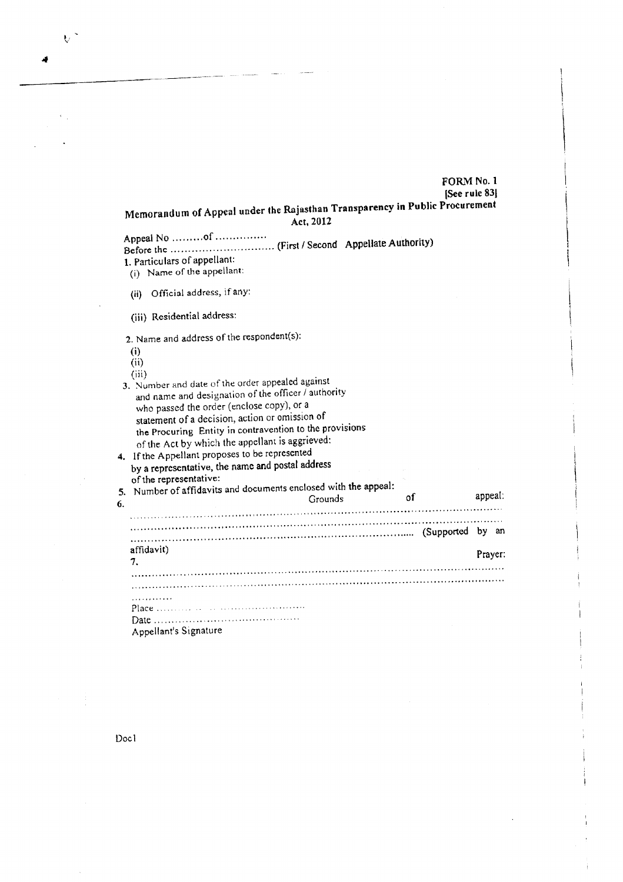FORM No. 1
[See rule 83]

## Memorandum of Appeal under the Rajasthan Transparency in Public Procurement Act, 2012

Appeal No .........of ...............

Before the .............................. (First / Second Appellate Authority)

1. Particulars of appellant:
   (i) Name of the appellant:

   (ii) Official address, if any:

   (iii) Residential address:

2. Name and address of the respondent(s):
   (i)
   (ii)
   (iii)

3. Number and date of the order appealed against and name and designation of the officer / authority who passed the order (enclose copy), or a statement of a decision, action or omission of the Procuring Entity in contravention to the provisions of the Act by which the appellant is aggrieved:

4. If the Appellant proposes to be represented by a representative, the name and postal address of the representative:

5. Number of affidavits and documents enclosed with the appeal:

6. Grounds of appeal:
   ..............................................................................................................
   ..............................................................................................................
   .............................................................................................. (Supported by an affidavit)

7. Prayer:
   ..............................................................................................................
   ..............................................................................................................
   ............

Place ..........................................

Date ..........................................

Appellant's Signature